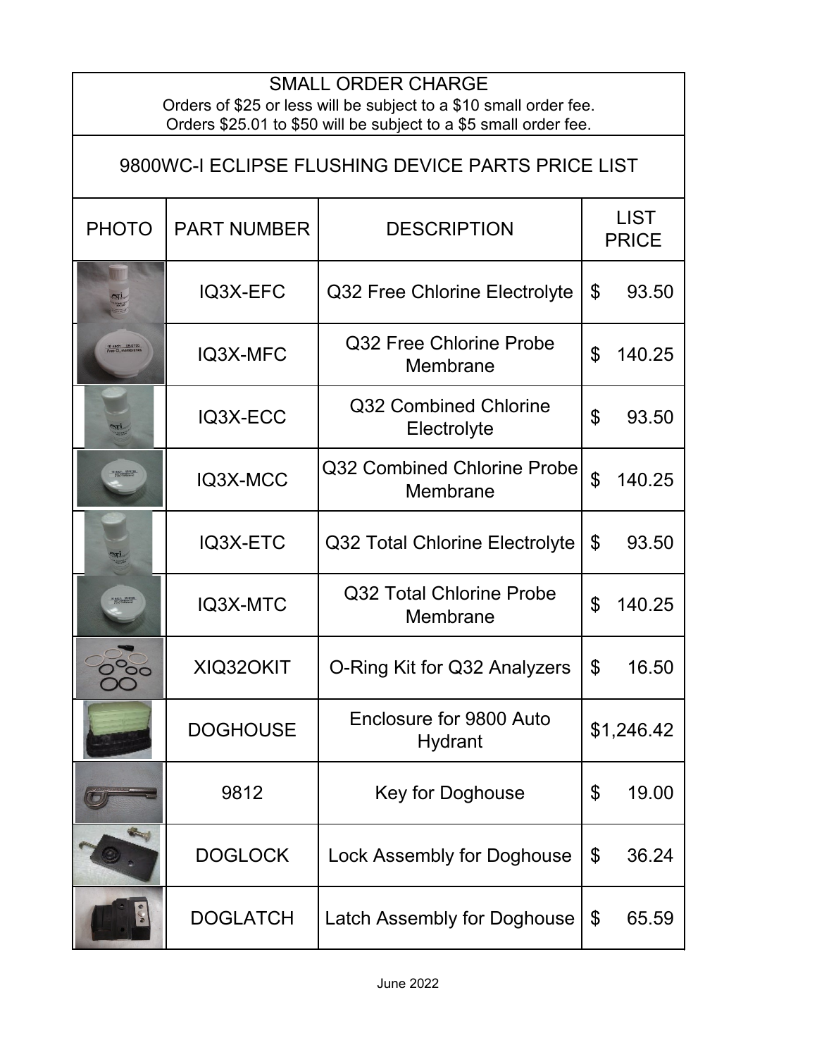## SMALL ORDER CHARGE

Orders of $25 or less will be subject to a $10 small order fee.
Orders $25.01 to $50 will be subject to a $5 small order fee.

## 9800WC-I ECLIPSE FLUSHING DEVICE PARTS PRICE LIST

| PHOTO | PART NUMBER | DESCRIPTION | LIST PRICE |
|---|---|---|---|
| | IQ3X-EFC | Q32 Free Chlorine Electrolyte | $ 93.50 |
| | IQ3X-MFC | Q32 Free Chlorine Probe Membrane | $ 140.25 |
| | IQ3X-ECC | Q32 Combined Chlorine Electrolyte | $ 93.50 |
| | IQ3X-MCC | Q32 Combined Chlorine Probe Membrane | $ 140.25 |
| | IQ3X-ETC | Q32 Total Chlorine Electrolyte | $ 93.50 |
| | IQ3X-MTC | Q32 Total Chlorine Probe Membrane | $ 140.25 |
| | XIQ32OKIT | O-Ring Kit for Q32 Analyzers | $ 16.50 |
| | DOGHOUSE | Enclosure for 9800 Auto Hydrant | $1,246.42 |
| | 9812 | Key for Doghouse | $ 19.00 |
| | DOGLOCK | Lock Assembly for Doghouse | $ 36.24 |
| | DOGLATCH | Latch Assembly for Doghouse | $ 65.59 |

June 2022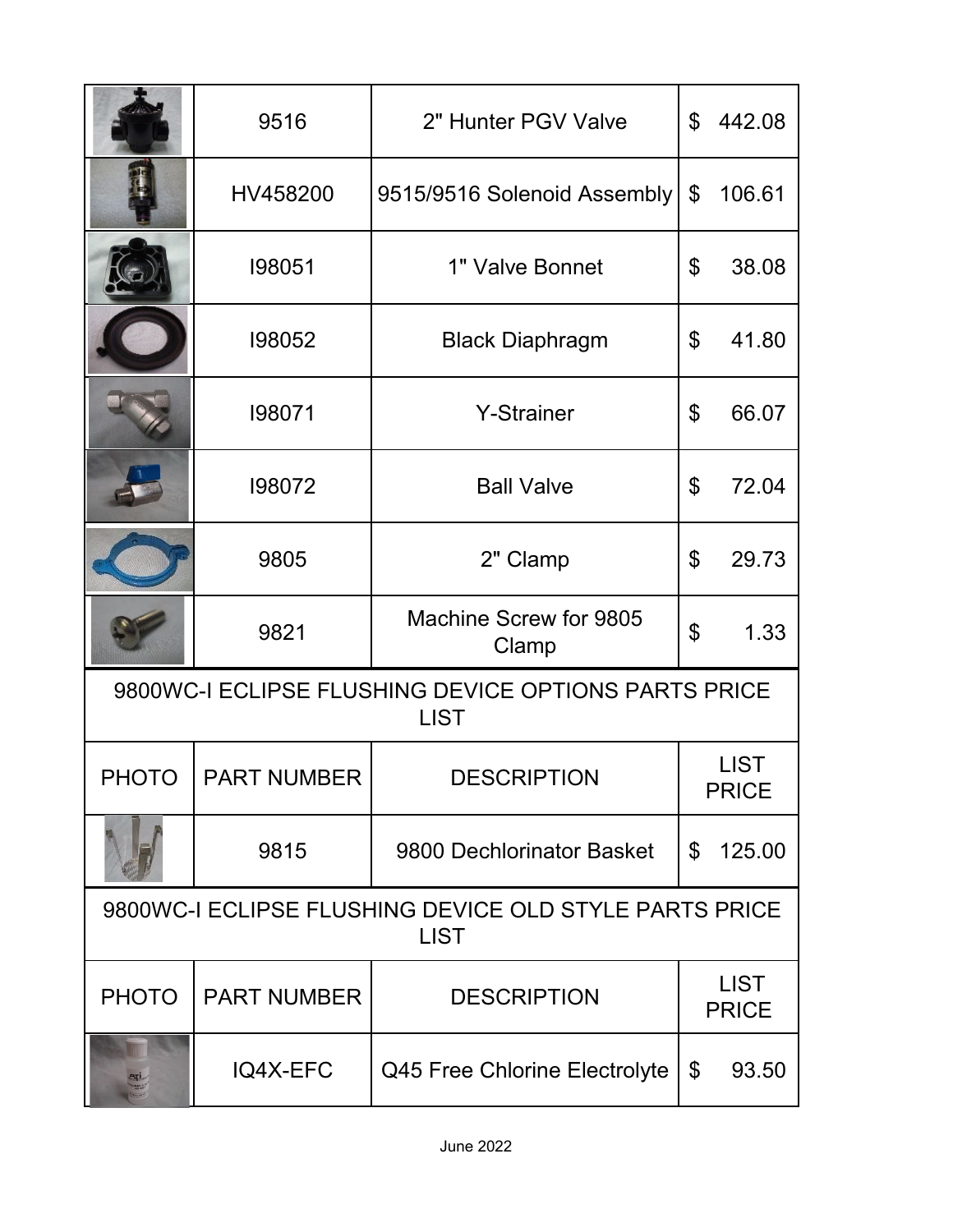| PHOTO | PART NUMBER | DESCRIPTION | LIST PRICE |
|---|---|---|---|
| | 9516 | 2" Hunter PGV Valve | $ 442.08 |
| | HV458200 | 9515/9516 Solenoid Assembly | $ 106.61 |
| | I98051 | 1" Valve Bonnet | $ 38.08 |
| | I98052 | Black Diaphragm | $ 41.80 |
| | I98071 | Y-Strainer | $ 66.07 |
| | I98072 | Ball Valve | $ 72.04 |
| | 9805 | 2" Clamp | $ 29.73 |
| | 9821 | Machine Screw for 9805 Clamp | $ 1.33 |

## 9800WC-I ECLIPSE FLUSHING DEVICE OPTIONS PARTS PRICE LIST

| PHOTO | PART NUMBER | DESCRIPTION | LIST PRICE |
|---|---|---|---|
| | 9815 | 9800 Dechlorinator Basket | $ 125.00 |

## 9800WC-I ECLIPSE FLUSHING DEVICE OLD STYLE PARTS PRICE LIST

| PHOTO | PART NUMBER | DESCRIPTION | LIST PRICE |
|---|---|---|---|
| | IQ4X-EFC | Q45 Free Chlorine Electrolyte | $ 93.50 |

June 2022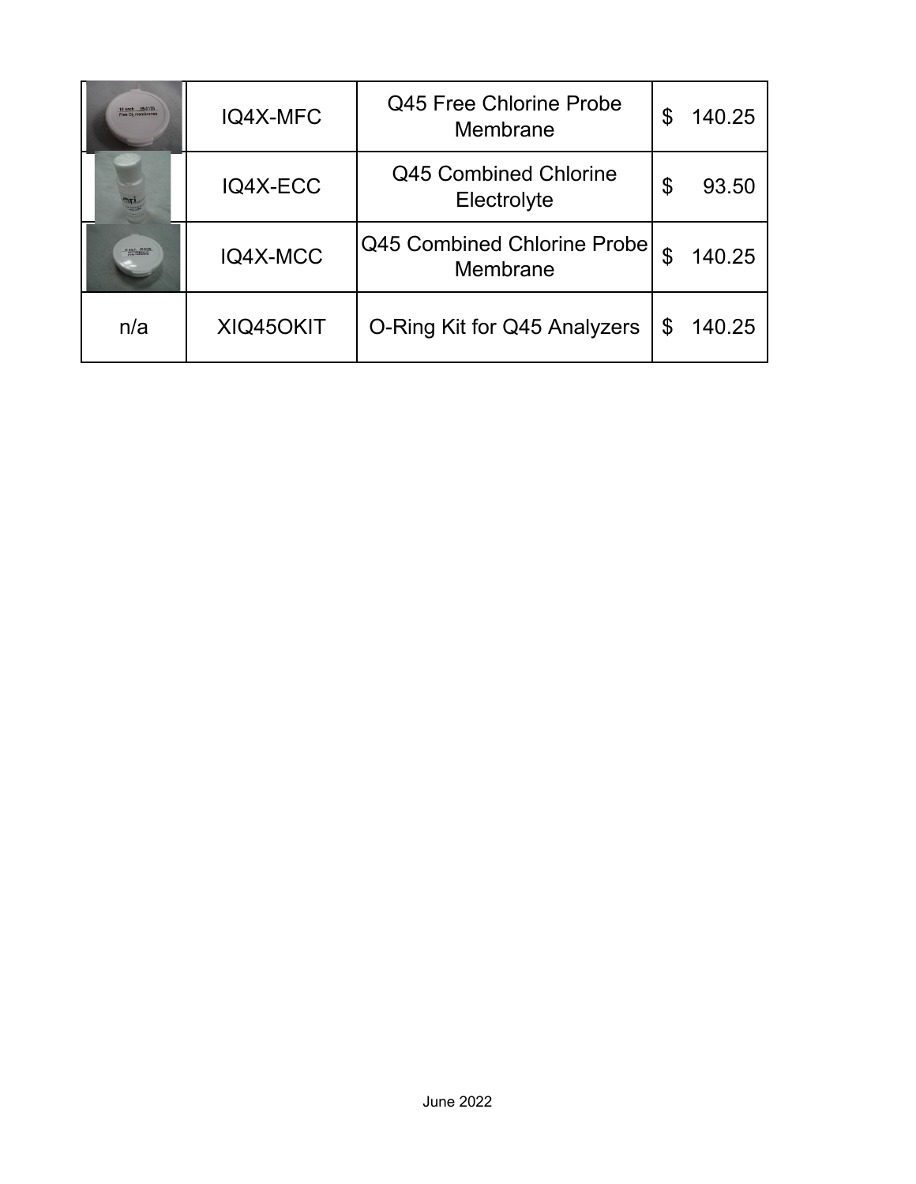| | | | |
|---|---|---|---|
| | IQ4X-MFC | Q45 Free Chlorine Probe Membrane | $ 140.25 |
| | IQ4X-ECC | Q45 Combined Chlorine Electrolyte | $ 93.50 |
| | IQ4X-MCC | Q45 Combined Chlorine Probe Membrane | $ 140.25 |
| n/a | XIQ45OKIT | O-Ring Kit for Q45 Analyzers | $ 140.25 |

June 2022